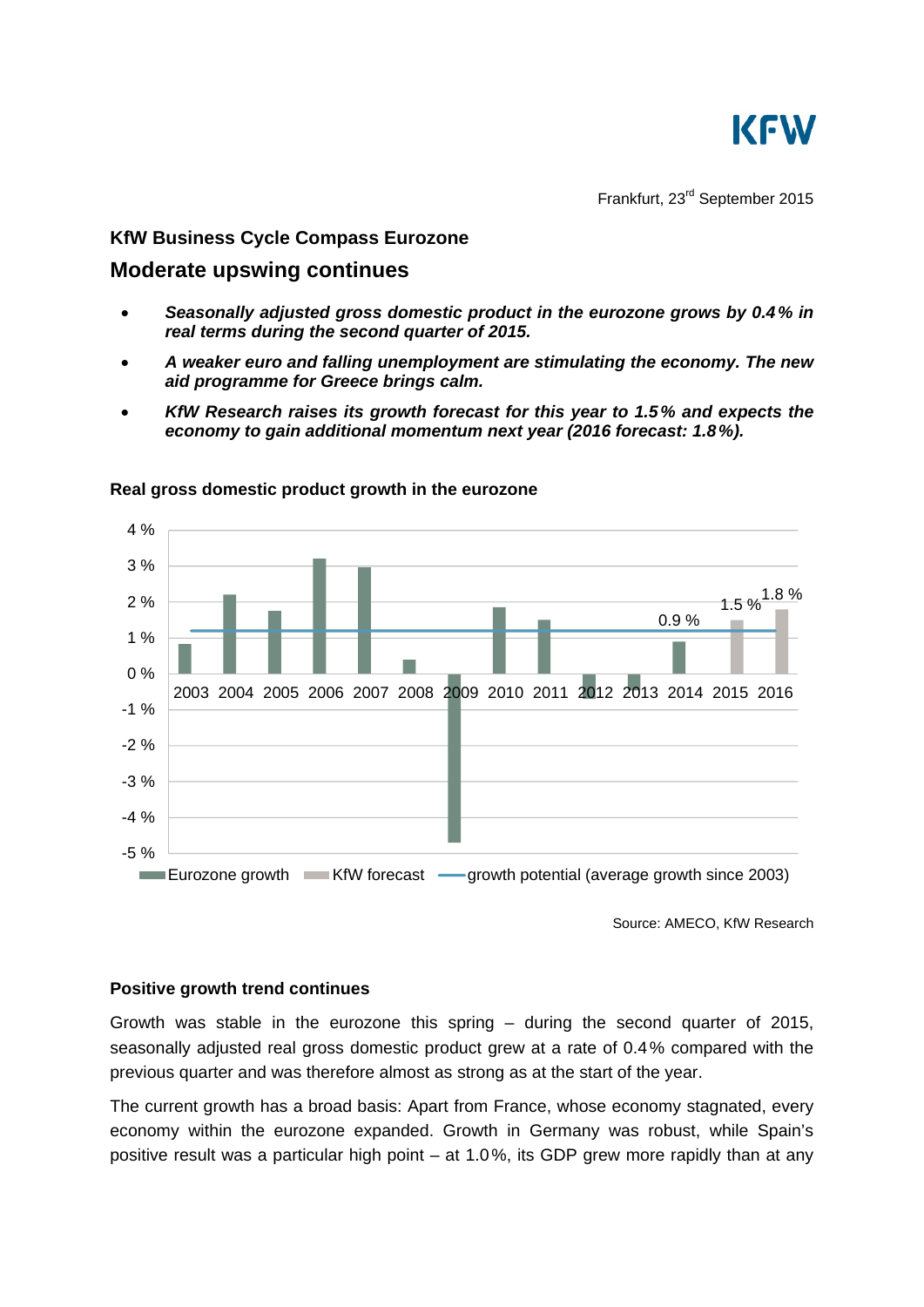Frankfurt, 23rd September 2015

## KfW Business Cycle Compass Eurozone

# Moderate upswing continues

- ***Seasonally adjusted gross domestic product in the eurozone grows by 0.4 % in real terms during the second quarter of 2015.***
- ***A weaker euro and falling unemployment are stimulating the economy. The new aid programme for Greece brings calm.***
- ***KfW Research raises its growth forecast for this year to 1.5 % and expects the economy to gain additional momentum next year (2016 forecast: 1.8 %).***

**Real gross domestic product growth in the eurozone**

Source: AMECO, KfW Research

### Positive growth trend continues

Growth was stable in the eurozone this spring – during the second quarter of 2015, seasonally adjusted real gross domestic product grew at a rate of 0.4 % compared with the previous quarter and was therefore almost as strong as at the start of the year.

The current growth has a broad basis: Apart from France, whose economy stagnated, every economy within the eurozone expanded. Growth in Germany was robust, while Spain's positive result was a particular high point – at 1.0 %, its GDP grew more rapidly than at any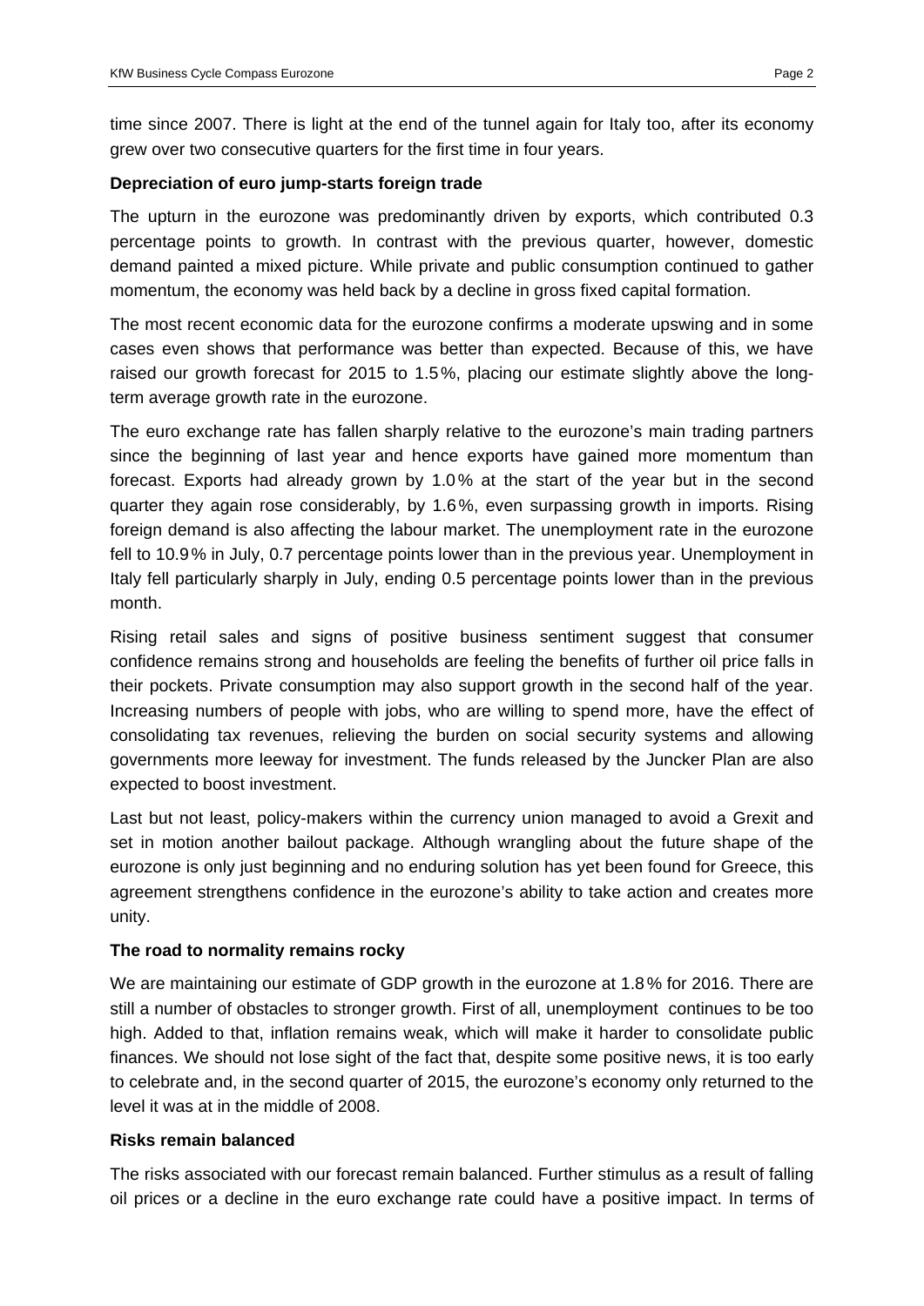time since 2007. There is light at the end of the tunnel again for Italy too, after its economy grew over two consecutive quarters for the first time in four years.

**Depreciation of euro jump-starts foreign trade**

The upturn in the eurozone was predominantly driven by exports, which contributed 0.3 percentage points to growth. In contrast with the previous quarter, however, domestic demand painted a mixed picture. While private and public consumption continued to gather momentum, the economy was held back by a decline in gross fixed capital formation.

The most recent economic data for the eurozone confirms a moderate upswing and in some cases even shows that performance was better than expected. Because of this, we have raised our growth forecast for 2015 to 1.5 %, placing our estimate slightly above the long-term average growth rate in the eurozone.

The euro exchange rate has fallen sharply relative to the eurozone's main trading partners since the beginning of last year and hence exports have gained more momentum than forecast. Exports had already grown by 1.0 % at the start of the year but in the second quarter they again rose considerably, by 1.6 %, even surpassing growth in imports. Rising foreign demand is also affecting the labour market. The unemployment rate in the eurozone fell to 10.9 % in July, 0.7 percentage points lower than in the previous year. Unemployment in Italy fell particularly sharply in July, ending 0.5 percentage points lower than in the previous month.

Rising retail sales and signs of positive business sentiment suggest that consumer confidence remains strong and households are feeling the benefits of further oil price falls in their pockets. Private consumption may also support growth in the second half of the year. Increasing numbers of people with jobs, who are willing to spend more, have the effect of consolidating tax revenues, relieving the burden on social security systems and allowing governments more leeway for investment. The funds released by the Juncker Plan are also expected to boost investment.

Last but not least, policy-makers within the currency union managed to avoid a Grexit and set in motion another bailout package. Although wrangling about the future shape of the eurozone is only just beginning and no enduring solution has yet been found for Greece, this agreement strengthens confidence in the eurozone's ability to take action and creates more unity.

**The road to normality remains rocky**

We are maintaining our estimate of GDP growth in the eurozone at 1.8 % for 2016. There are still a number of obstacles to stronger growth. First of all, unemployment continues to be too high. Added to that, inflation remains weak, which will make it harder to consolidate public finances. We should not lose sight of the fact that, despite some positive news, it is too early to celebrate and, in the second quarter of 2015, the eurozone's economy only returned to the level it was at in the middle of 2008.

**Risks remain balanced**

The risks associated with our forecast remain balanced. Further stimulus as a result of falling oil prices or a decline in the euro exchange rate could have a positive impact. In terms of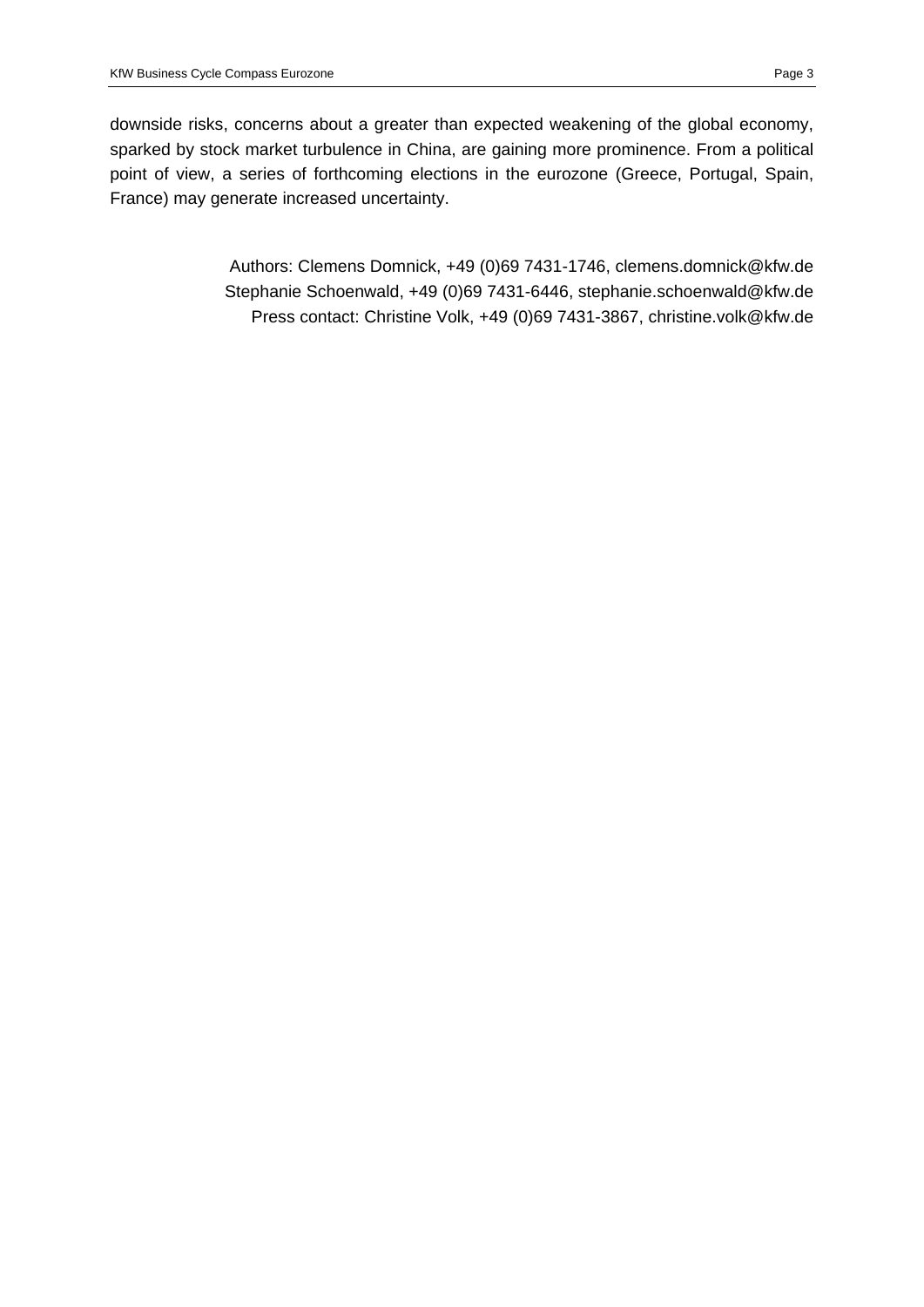downside risks, concerns about a greater than expected weakening of the global economy, sparked by stock market turbulence in China, are gaining more prominence. From a political point of view, a series of forthcoming elections in the eurozone (Greece, Portugal, Spain, France) may generate increased uncertainty.

Authors: Clemens Domnick, +49 (0)69 7431-1746, clemens.domnick@kfw.de
Stephanie Schoenwald, +49 (0)69 7431-6446, stephanie.schoenwald@kfw.de
Press contact: Christine Volk, +49 (0)69 7431-3867, christine.volk@kfw.de